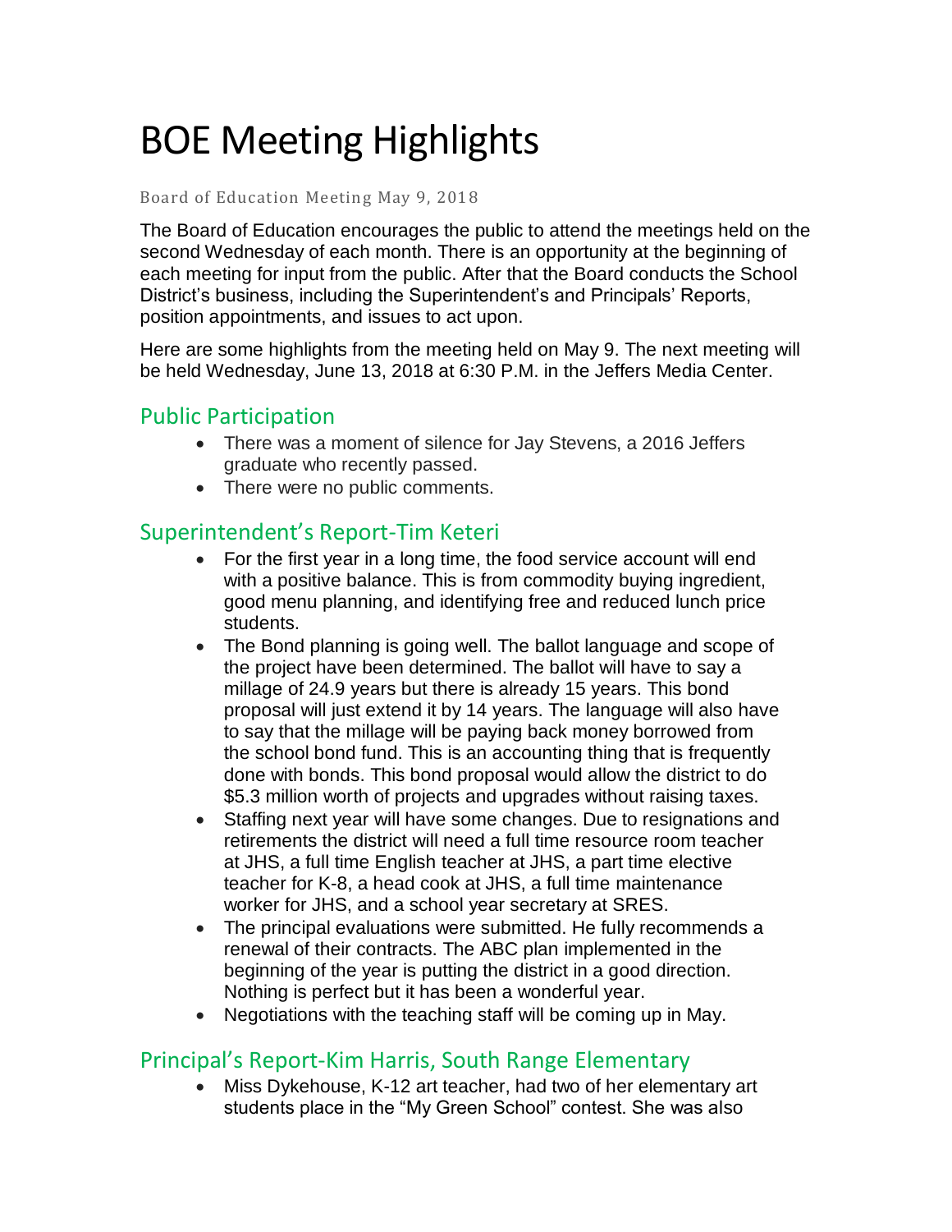# BOE Meeting Highlights

Board of Education Meeting May 9, 2018

The Board of Education encourages the public to attend the meetings held on the second Wednesday of each month. There is an opportunity at the beginning of each meeting for input from the public. After that the Board conducts the School District's business, including the Superintendent's and Principals' Reports, position appointments, and issues to act upon.

Here are some highlights from the meeting held on May 9. The next meeting will be held Wednesday, June 13, 2018 at 6:30 P.M. in the Jeffers Media Center.

## Public Participation

- There was a moment of silence for Jay Stevens, a 2016 Jeffers graduate who recently passed.
- There were no public comments.

## Superintendent's Report-Tim Keteri

- For the first year in a long time, the food service account will end with a positive balance. This is from commodity buying ingredient, good menu planning, and identifying free and reduced lunch price students.
- The Bond planning is going well. The ballot language and scope of the project have been determined. The ballot will have to say a millage of 24.9 years but there is already 15 years. This bond proposal will just extend it by 14 years. The language will also have to say that the millage will be paying back money borrowed from the school bond fund. This is an accounting thing that is frequently done with bonds. This bond proposal would allow the district to do $5.3 million worth of projects and upgrades without raising taxes.
- Staffing next year will have some changes. Due to resignations and retirements the district will need a full time resource room teacher at JHS, a full time English teacher at JHS, a part time elective teacher for K-8, a head cook at JHS, a full time maintenance worker for JHS, and a school year secretary at SRES.
- The principal evaluations were submitted. He fully recommends a renewal of their contracts. The ABC plan implemented in the beginning of the year is putting the district in a good direction. Nothing is perfect but it has been a wonderful year.
- Negotiations with the teaching staff will be coming up in May.

## Principal's Report-Kim Harris, South Range Elementary

- Miss Dykehouse, K-12 art teacher, had two of her elementary art students place in the "My Green School" contest. She was also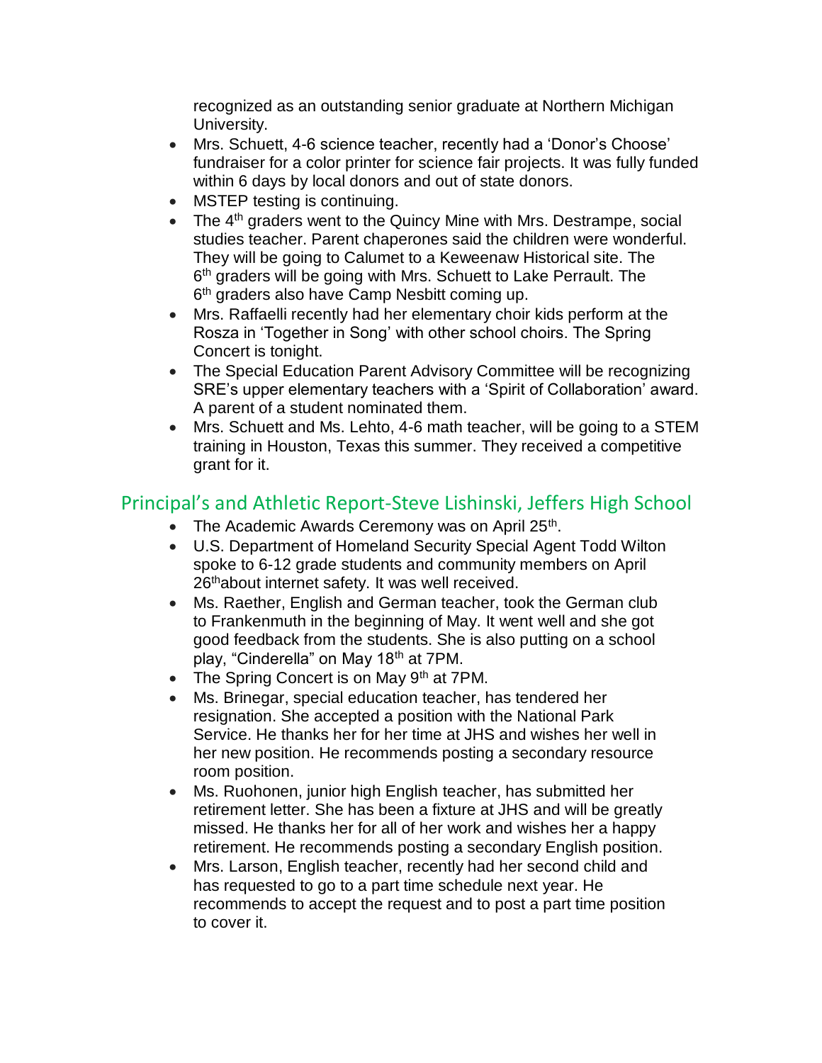recognized as an outstanding senior graduate at Northern Michigan University.

- Mrs. Schuett, 4-6 science teacher, recently had a 'Donor's Choose' fundraiser for a color printer for science fair projects. It was fully funded within 6 days by local donors and out of state donors.
- MSTEP testing is continuing.
- The 4th graders went to the Quincy Mine with Mrs. Destrampe, social studies teacher. Parent chaperones said the children were wonderful. They will be going to Calumet to a Keweenaw Historical site. The 6th graders will be going with Mrs. Schuett to Lake Perrault. The 6th graders also have Camp Nesbitt coming up.
- Mrs. Raffaelli recently had her elementary choir kids perform at the Rosza in 'Together in Song' with other school choirs. The Spring Concert is tonight.
- The Special Education Parent Advisory Committee will be recognizing SRE's upper elementary teachers with a 'Spirit of Collaboration' award. A parent of a student nominated them.
- Mrs. Schuett and Ms. Lehto, 4-6 math teacher, will be going to a STEM training in Houston, Texas this summer. They received a competitive grant for it.

## Principal's and Athletic Report-Steve Lishinski, Jeffers High School

- The Academic Awards Ceremony was on April 25th.
- U.S. Department of Homeland Security Special Agent Todd Wilton spoke to 6-12 grade students and community members on April 26thabout internet safety. It was well received.
- Ms. Raether, English and German teacher, took the German club to Frankenmuth in the beginning of May. It went well and she got good feedback from the students. She is also putting on a school play, "Cinderella" on May 18th at 7PM.
- The Spring Concert is on May 9th at 7PM.
- Ms. Brinegar, special education teacher, has tendered her resignation. She accepted a position with the National Park Service. He thanks her for her time at JHS and wishes her well in her new position. He recommends posting a secondary resource room position.
- Ms. Ruohonen, junior high English teacher, has submitted her retirement letter. She has been a fixture at JHS and will be greatly missed. He thanks her for all of her work and wishes her a happy retirement. He recommends posting a secondary English position.
- Mrs. Larson, English teacher, recently had her second child and has requested to go to a part time schedule next year. He recommends to accept the request and to post a part time position to cover it.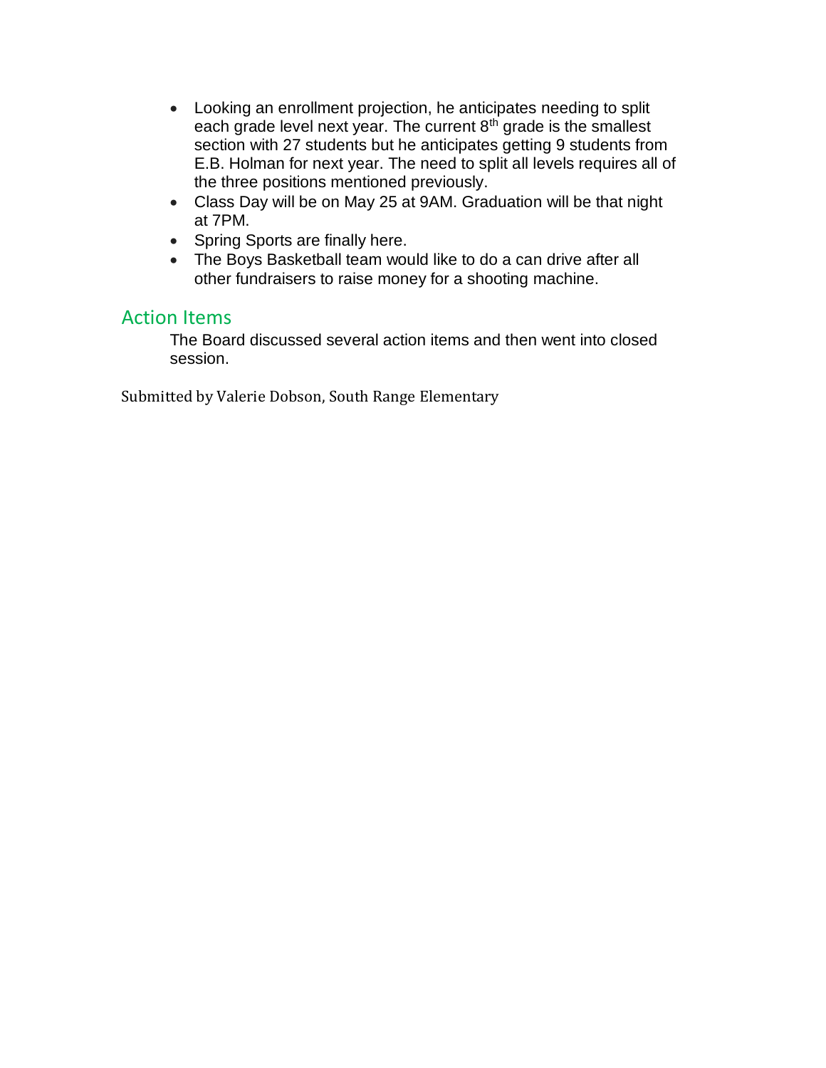- Looking an enrollment projection, he anticipates needing to split each grade level next year. The current 8th grade is the smallest section with 27 students but he anticipates getting 9 students from E.B. Holman for next year. The need to split all levels requires all of the three positions mentioned previously.
- Class Day will be on May 25 at 9AM. Graduation will be that night at 7PM.
- Spring Sports are finally here.
- The Boys Basketball team would like to do a can drive after all other fundraisers to raise money for a shooting machine.

## Action Items

The Board discussed several action items and then went into closed session.

Submitted by Valerie Dobson, South Range Elementary